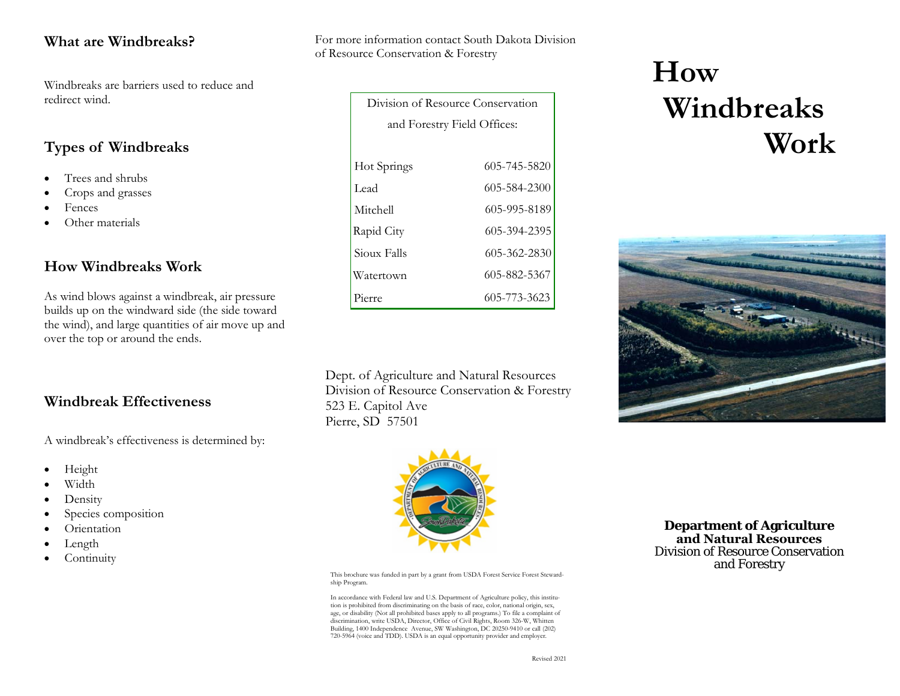## What are Windbreaks?

Windbreaks are barriers used to reduce and redirect wind.

## Types of Windbreaks

- Trees and shrubs
- Crops and grasses
- Fences
- Other materials

## How Windbreaks Work

As wind blows against a windbreak, air pressure builds up on the windward side (the side toward the wind), and large quantities of air move up and over the top or around the ends.

## Windbreak Effectiveness

A windbreak's effectiveness is determined by:

- Height
- Width
- Density
- Species composition
- Orientation
- Length
- Continuity

For more information contact South Dakota Division of Resource Conservation & Forestry

| Division of Resource Conservation and Forestry Field Offices: | |
|---|---|
| Hot Springs | 605-745-5820 |
| Lead | 605-584-2300 |
| Mitchell | 605-995-8189 |
| Rapid City | 605-394-2395 |
| Sioux Falls | 605-362-2830 |
| Watertown | 605-882-5367 |
| Pierre | 605-773-3623 |

Dept. of Agriculture and Natural Resources
Division of Resource Conservation & Forestry
523 E. Capitol Ave
Pierre, SD 57501

This brochure was funded in part by a grant from USDA Forest Service Forest Stewardship Program.

In accordance with Federal law and U.S. Department of Agriculture policy, this institution is prohibited from discriminating on the basis of race, color, national origin, sex, age, or disability (Not all prohibited bases apply to all programs.) To file a complaint of discrimination, write USDA, Director, Office of Civil Rights, Room 326-W, Whitten Building, 1400 Independence Avenue, SW Washington, DC 20250-9410 or call (202) 720-5964 (voice and TDD). USDA is an equal opportunity provider and employer.

Revised 2021

# How Windbreaks Work

**Department of Agriculture and Natural Resources**
Division of Resource Conservation and Forestry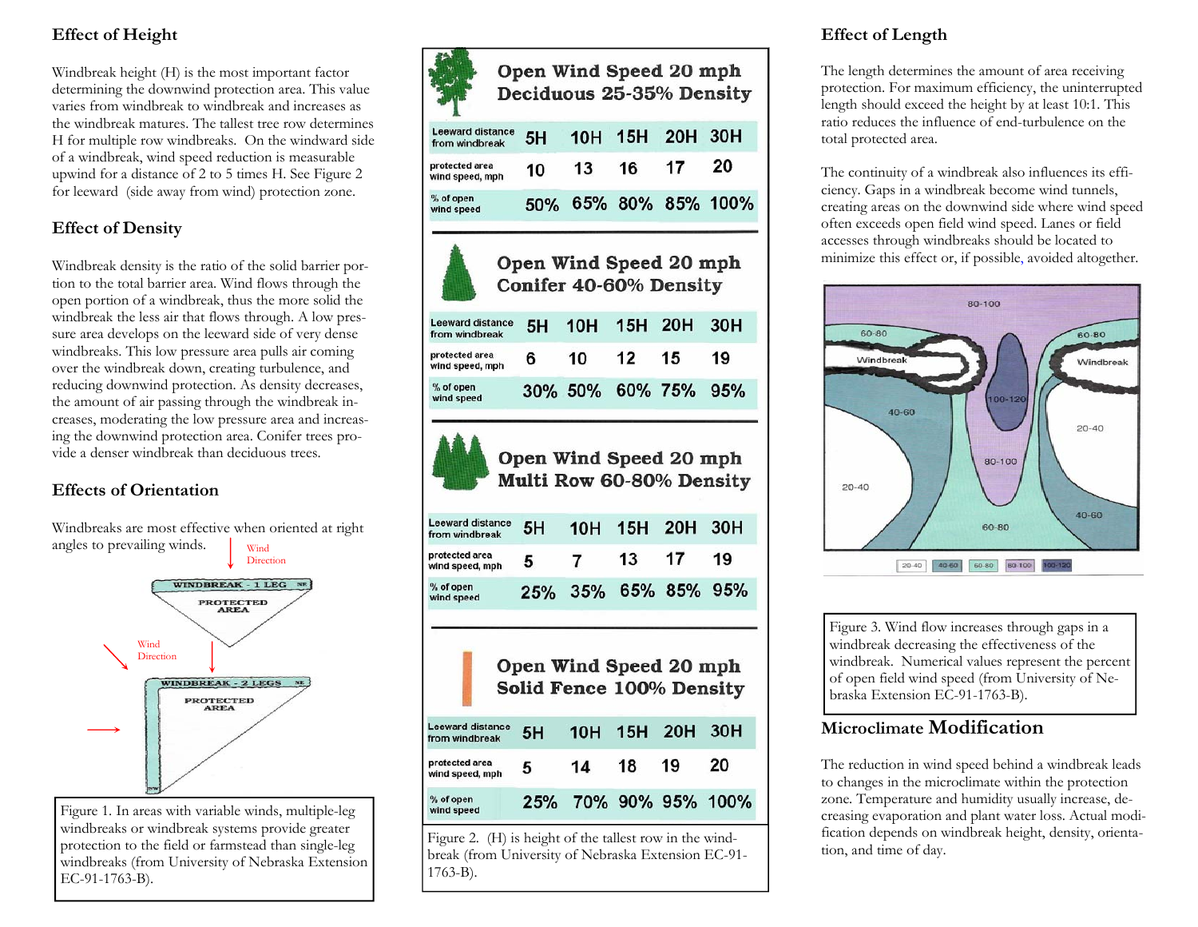## Effect of Height

Windbreak height (H) is the most important factor determining the downwind protection area. This value varies from windbreak to windbreak and increases as the windbreak matures. The tallest tree row determines H for multiple row windbreaks. On the windward side of a windbreak, wind speed reduction is measurable upwind for a distance of 2 to 5 times H. See Figure 2 for leeward (side away from wind) protection zone.

## Effect of Density

Windbreak density is the ratio of the solid barrier portion to the total barrier area. Wind flows through the open portion of a windbreak, thus the more solid the windbreak the less air that flows through. A low pressure area develops on the leeward side of very dense windbreaks. This low pressure area pulls air coming over the windbreak down, creating turbulence, and reducing downwind protection. As density decreases, the amount of air passing through the windbreak increases, moderating the low pressure area and increasing the downwind protection area. Conifer trees provide a denser windbreak than deciduous trees.

## Effects of Orientation

Windbreaks are most effective when oriented at right angles to prevailing winds.

Wind Direction

WINDBREAK - 1 LEG

PROTECTED AREA

Wind Direction

WINDBREAK - 2 LEGS

PROTECTED AREA

Figure 1. In areas with variable winds, multiple-leg windbreaks or windbreak systems provide greater protection to the field or farmstead than single-leg windbreaks (from University of Nebraska Extension EC-91-1763-B).

**Open Wind Speed 20 mph — Deciduous 25-35% Density**

| Leeward distance from windbreak | 5H | 10H | 15H | 20H | 30H |
|---|---|---|---|---|---|
| protected area wind speed, mph | 10 | 13 | 16 | 17 | 20 |
| % of open wind speed | 50% | 65% | 80% | 85% | 100% |

**Open Wind Speed 20 mph — Conifer 40-60% Density**

| Leeward distance from windbreak | 5H | 10H | 15H | 20H | 30H |
|---|---|---|---|---|---|
| protected area wind speed, mph | 6 | 10 | 12 | 15 | 19 |
| % of open wind speed | 30% | 50% | 60% | 75% | 95% |

**Open Wind Speed 20 mph — Multi Row 60-80% Density**

| Leeward distance from windbreak | 5H | 10H | 15H | 20H | 30H |
|---|---|---|---|---|---|
| protected area wind speed, mph | 5 | 7 | 13 | 17 | 19 |
| % of open wind speed | 25% | 35% | 65% | 85% | 95% |

**Open Wind Speed 20 mph — Solid Fence 100% Density**

| Leeward distance from windbreak | 5H | 10H | 15H | 20H | 30H |
|---|---|---|---|---|---|
| protected area wind speed, mph | 5 | 14 | 18 | 19 | 20 |
| % of open wind speed | 25% | 70% | 90% | 95% | 100% |

Figure 2. (H) is height of the tallest row in the windbreak (from University of Nebraska Extension EC-91-1763-B).

## Effect of Length

The length determines the amount of area receiving protection. For maximum efficiency, the uninterrupted length should exceed the height by at least 10:1. This ratio reduces the influence of end-turbulence on the total protected area.

The continuity of a windbreak also influences its efficiency. Gaps in a windbreak become wind tunnels, creating areas on the downwind side where wind speed often exceeds open field wind speed. Lanes or field accesses through windbreaks should be located to minimize this effect or, if possible, avoided altogether.

80-100

60-80

60-80

Windbreak

Windbreak

100-120

40-60

20-40

80-100

20-40

40-60

60-80

20-40 40-60 60-80 80-100 100-120

Figure 3. Wind flow increases through gaps in a windbreak decreasing the effectiveness of the windbreak. Numerical values represent the percent of open field wind speed (from University of Nebraska Extension EC-91-1763-B).

## Microclimate Modification

The reduction in wind speed behind a windbreak leads to changes in the microclimate within the protection zone. Temperature and humidity usually increase, decreasing evaporation and plant water loss. Actual modification depends on windbreak height, density, orientation, and time of day.